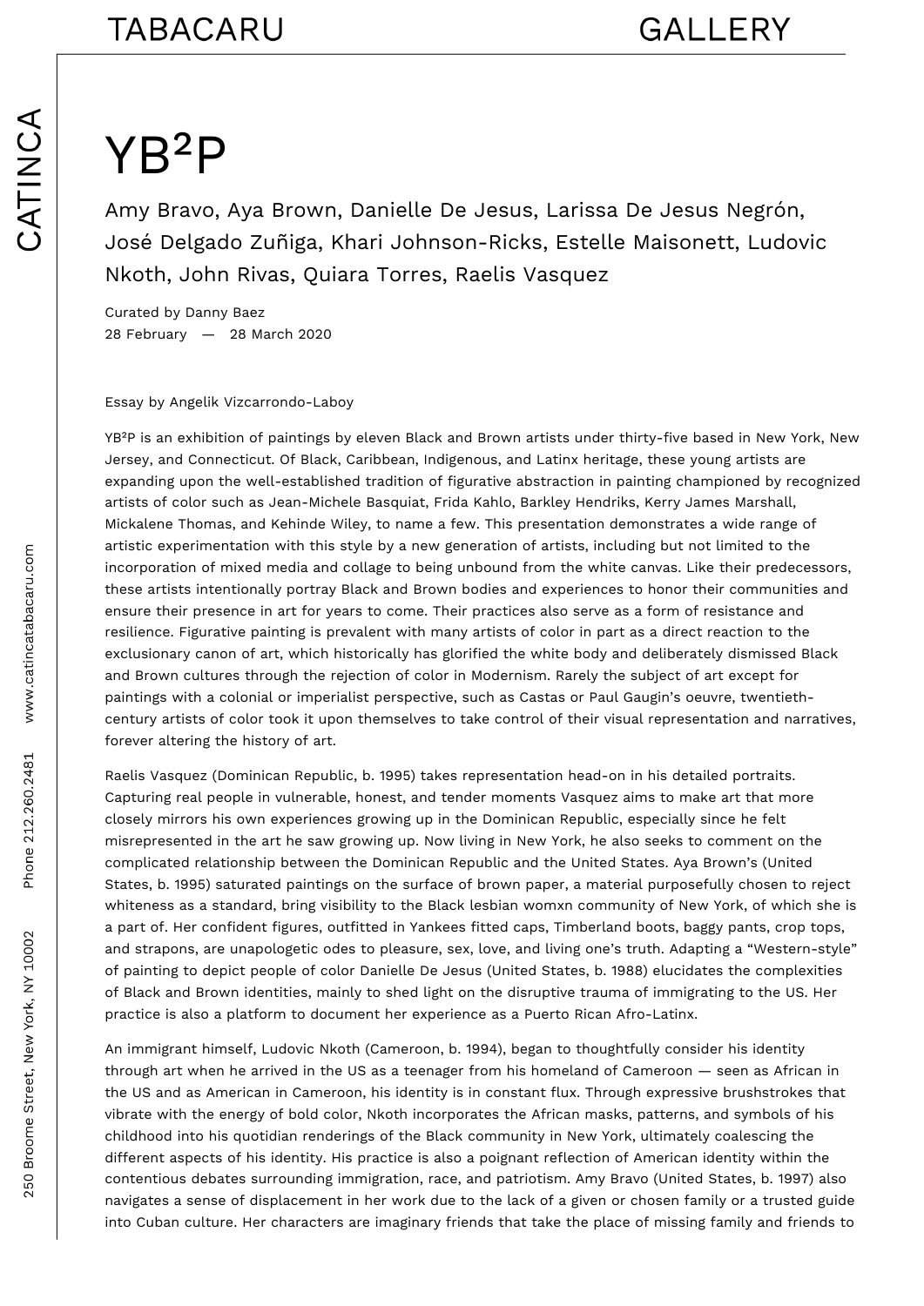# YB²P

Amy Bravo, Aya Brown, Danielle De Jesus, Larissa De Jesus Negrón, José Delgado Zuñiga, Khari Johnson-Ricks, Estelle Maisonett, Ludovic Nkoth, John Rivas, Quiara Torres, Raelis Vasquez

Curated by Danny Baez
28 February — 28 March 2020

Essay by Angelik Vizcarrondo-Laboy

YB²P is an exhibition of paintings by eleven Black and Brown artists under thirty-five based in New York, New Jersey, and Connecticut. Of Black, Caribbean, Indigenous, and Latinx heritage, these young artists are expanding upon the well-established tradition of figurative abstraction in painting championed by recognized artists of color such as Jean-Michele Basquiat, Frida Kahlo, Barkley Hendriks, Kerry James Marshall, Mickalene Thomas, and Kehinde Wiley, to name a few. This presentation demonstrates a wide range of artistic experimentation with this style by a new generation of artists, including but not limited to the incorporation of mixed media and collage to being unbound from the white canvas. Like their predecessors, these artists intentionally portray Black and Brown bodies and experiences to honor their communities and ensure their presence in art for years to come. Their practices also serve as a form of resistance and resilience. Figurative painting is prevalent with many artists of color in part as a direct reaction to the exclusionary canon of art, which historically has glorified the white body and deliberately dismissed Black and Brown cultures through the rejection of color in Modernism. Rarely the subject of art except for paintings with a colonial or imperialist perspective, such as Castas or Paul Gaugin's oeuvre, twentieth-century artists of color took it upon themselves to take control of their visual representation and narratives, forever altering the history of art.

Raelis Vasquez (Dominican Republic, b. 1995) takes representation head-on in his detailed portraits. Capturing real people in vulnerable, honest, and tender moments Vasquez aims to make art that more closely mirrors his own experiences growing up in the Dominican Republic, especially since he felt misrepresented in the art he saw growing up. Now living in New York, he also seeks to comment on the complicated relationship between the Dominican Republic and the United States. Aya Brown's (United States, b. 1995) saturated paintings on the surface of brown paper, a material purposefully chosen to reject whiteness as a standard, bring visibility to the Black lesbian womxn community of New York, of which she is a part of. Her confident figures, outfitted in Yankees fitted caps, Timberland boots, baggy pants, crop tops, and strapons, are unapologetic odes to pleasure, sex, love, and living one's truth. Adapting a "Western-style" of painting to depict people of color Danielle De Jesus (United States, b. 1988) elucidates the complexities of Black and Brown identities, mainly to shed light on the disruptive trauma of immigrating to the US. Her practice is also a platform to document her experience as a Puerto Rican Afro-Latinx.

An immigrant himself, Ludovic Nkoth (Cameroon, b. 1994), began to thoughtfully consider his identity through art when he arrived in the US as a teenager from his homeland of Cameroon — seen as African in the US and as American in Cameroon, his identity is in constant flux. Through expressive brushstrokes that vibrate with the energy of bold color, Nkoth incorporates the African masks, patterns, and symbols of his childhood into his quotidian renderings of the Black community in New York, ultimately coalescing the different aspects of his identity. His practice is also a poignant reflection of American identity within the contentious debates surrounding immigration, race, and patriotism. Amy Bravo (United States, b. 1997) also navigates a sense of displacement in her work due to the lack of a given or chosen family or a trusted guide into Cuban culture. Her characters are imaginary friends that take the place of missing family and friends to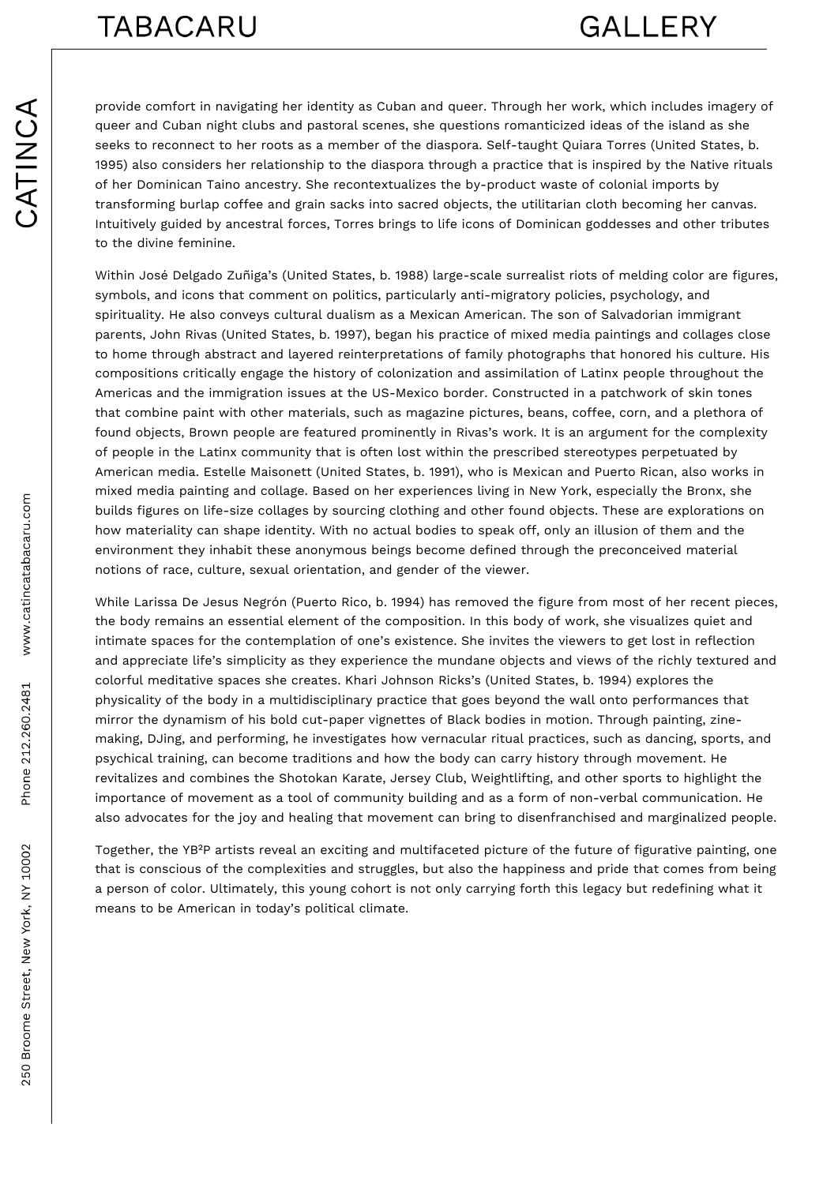provide comfort in navigating her identity as Cuban and queer. Through her work, which includes imagery of queer and Cuban night clubs and pastoral scenes, she questions romanticized ideas of the island as she seeks to reconnect to her roots as a member of the diaspora. Self-taught Quiara Torres (United States, b. 1995) also considers her relationship to the diaspora through a practice that is inspired by the Native rituals of her Dominican Taino ancestry. She recontextualizes the by-product waste of colonial imports by transforming burlap coffee and grain sacks into sacred objects, the utilitarian cloth becoming her canvas. Intuitively guided by ancestral forces, Torres brings to life icons of Dominican goddesses and other tributes to the divine feminine.

Within José Delgado Zuñiga's (United States, b. 1988) large-scale surrealist riots of melding color are figures, symbols, and icons that comment on politics, particularly anti-migratory policies, psychology, and spirituality. He also conveys cultural dualism as a Mexican American. The son of Salvadorian immigrant parents, John Rivas (United States, b. 1997), began his practice of mixed media paintings and collages close to home through abstract and layered reinterpretations of family photographs that honored his culture. His compositions critically engage the history of colonization and assimilation of Latinx people throughout the Americas and the immigration issues at the US-Mexico border. Constructed in a patchwork of skin tones that combine paint with other materials, such as magazine pictures, beans, coffee, corn, and a plethora of found objects, Brown people are featured prominently in Rivas's work. It is an argument for the complexity of people in the Latinx community that is often lost within the prescribed stereotypes perpetuated by American media. Estelle Maisonett (United States, b. 1991), who is Mexican and Puerto Rican, also works in mixed media painting and collage. Based on her experiences living in New York, especially the Bronx, she builds figures on life-size collages by sourcing clothing and other found objects. These are explorations on how materiality can shape identity. With no actual bodies to speak off, only an illusion of them and the environment they inhabit these anonymous beings become defined through the preconceived material notions of race, culture, sexual orientation, and gender of the viewer.

While Larissa De Jesus Negrón (Puerto Rico, b. 1994) has removed the figure from most of her recent pieces, the body remains an essential element of the composition. In this body of work, she visualizes quiet and intimate spaces for the contemplation of one's existence. She invites the viewers to get lost in reflection and appreciate life's simplicity as they experience the mundane objects and views of the richly textured and colorful meditative spaces she creates. Khari Johnson Ricks's (United States, b. 1994) explores the physicality of the body in a multidisciplinary practice that goes beyond the wall onto performances that mirror the dynamism of his bold cut-paper vignettes of Black bodies in motion. Through painting, zine-making, DJing, and performing, he investigates how vernacular ritual practices, such as dancing, sports, and psychical training, can become traditions and how the body can carry history through movement. He revitalizes and combines the Shotokan Karate, Jersey Club, Weightlifting, and other sports to highlight the importance of movement as a tool of community building and as a form of non-verbal communication. He also advocates for the joy and healing that movement can bring to disenfranchised and marginalized people.

Together, the YB²P artists reveal an exciting and multifaceted picture of the future of figurative painting, one that is conscious of the complexities and struggles, but also the happiness and pride that comes from being a person of color. Ultimately, this young cohort is not only carrying forth this legacy but redefining what it means to be American in today's political climate.